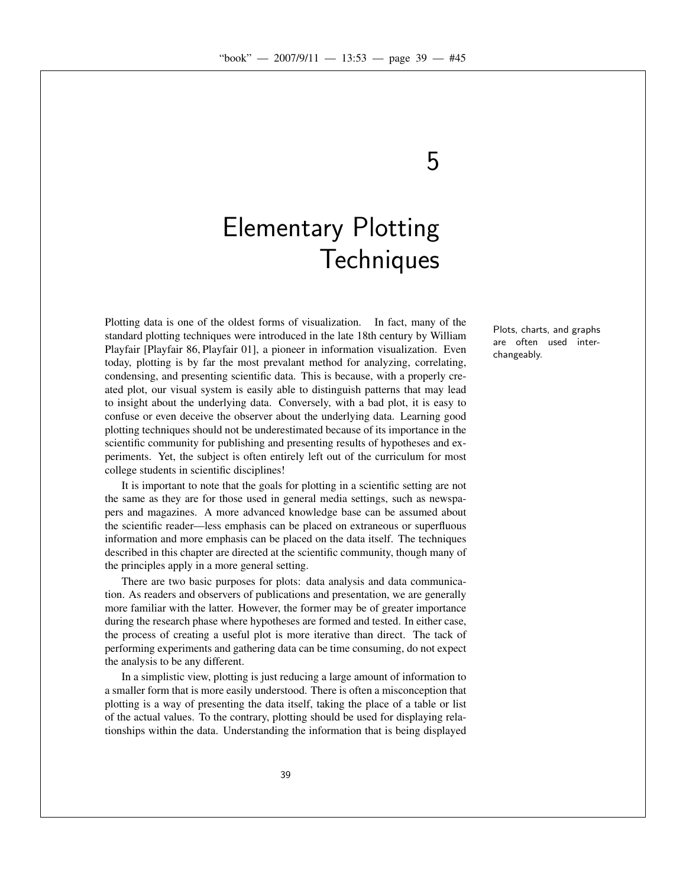# 5

# Elementary Plotting Techniques

Plotting data is one of the oldest forms of visualization. In fact, many of the standard plotting techniques were introduced in the late 18th century by William Playfair [Playfair 86, Playfair 01], a pioneer in information visualization. Even today, plotting is by far the most prevalant method for analyzing, correlating, condensing, and presenting scientific data. This is because, with a properly created plot, our visual system is easily able to distinguish patterns that may lead to insight about the underlying data. Conversely, with a bad plot, it is easy to confuse or even deceive the observer about the underlying data. Learning good plotting techniques should not be underestimated because of its importance in the scientific community for publishing and presenting results of hypotheses and experiments. Yet, the subject is often entirely left out of the curriculum for most college students in scientific disciplines!

Plots, charts, and graphs are often used interchangeably.

It is important to note that the goals for plotting in a scientific setting are not the same as they are for those used in general media settings, such as newspapers and magazines. A more advanced knowledge base can be assumed about the scientific reader—less emphasis can be placed on extraneous or superfluous information and more emphasis can be placed on the data itself. The techniques described in this chapter are directed at the scientific community, though many of the principles apply in a more general setting.

There are two basic purposes for plots: data analysis and data communication. As readers and observers of publications and presentation, we are generally more familiar with the latter. However, the former may be of greater importance during the research phase where hypotheses are formed and tested. In either case, the process of creating a useful plot is more iterative than direct. The tack of performing experiments and gathering data can be time consuming, do not expect the analysis to be any different.

In a simplistic view, plotting is just reducing a large amount of information to a smaller form that is more easily understood. There is often a misconception that plotting is a way of presenting the data itself, taking the place of a table or list of the actual values. To the contrary, plotting should be used for displaying relationships within the data. Understanding the information that is being displayed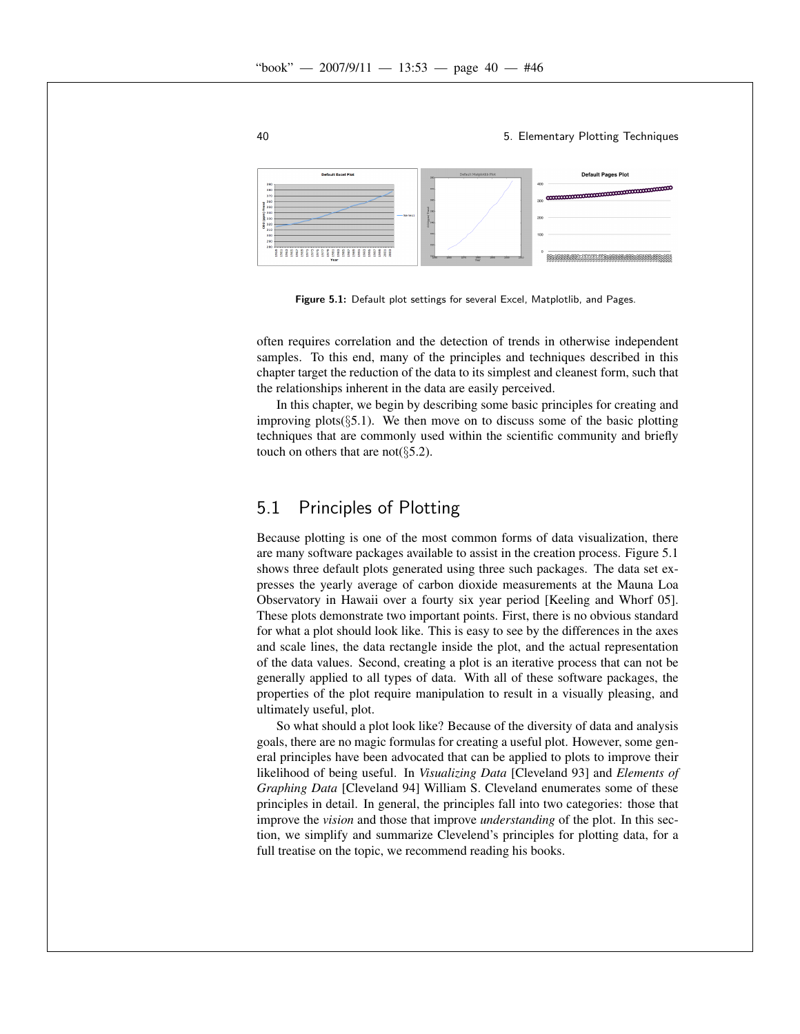Figure 5.1: Default plot settings for several Excel, Matplotlib, and Pages.

often requires correlation and the detection of trends in otherwise independent samples. To this end, many of the principles and techniques described in this chapter target the reduction of the data to its simplest and cleanest form, such that the relationships inherent in the data are easily perceived.

In this chapter, we begin by describing some basic principles for creating and improving plots(§5.1). We then move on to discuss some of the basic plotting techniques that are commonly used within the scientific community and briefly touch on others that are not(§5.2).

## 5.1 Principles of Plotting

Because plotting is one of the most common forms of data visualization, there are many software packages available to assist in the creation process. Figure 5.1 shows three default plots generated using three such packages. The data set expresses the yearly average of carbon dioxide measurements at the Mauna Loa Observatory in Hawaii over a fourty six year period [Keeling and Whorf 05]. These plots demonstrate two important points. First, there is no obvious standard for what a plot should look like. This is easy to see by the differences in the axes and scale lines, the data rectangle inside the plot, and the actual representation of the data values. Second, creating a plot is an iterative process that can not be generally applied to all types of data. With all of these software packages, the properties of the plot require manipulation to result in a visually pleasing, and ultimately useful, plot.

So what should a plot look like? Because of the diversity of data and analysis goals, there are no magic formulas for creating a useful plot. However, some general principles have been advocated that can be applied to plots to improve their likelihood of being useful. In *Visualizing Data* [Cleveland 93] and *Elements of Graphing Data* [Cleveland 94] William S. Cleveland enumerates some of these principles in detail. In general, the principles fall into two categories: those that improve the *vision* and those that improve *understanding* of the plot. In this section, we simplify and summarize Clevelend's principles for plotting data, for a full treatise on the topic, we recommend reading his books.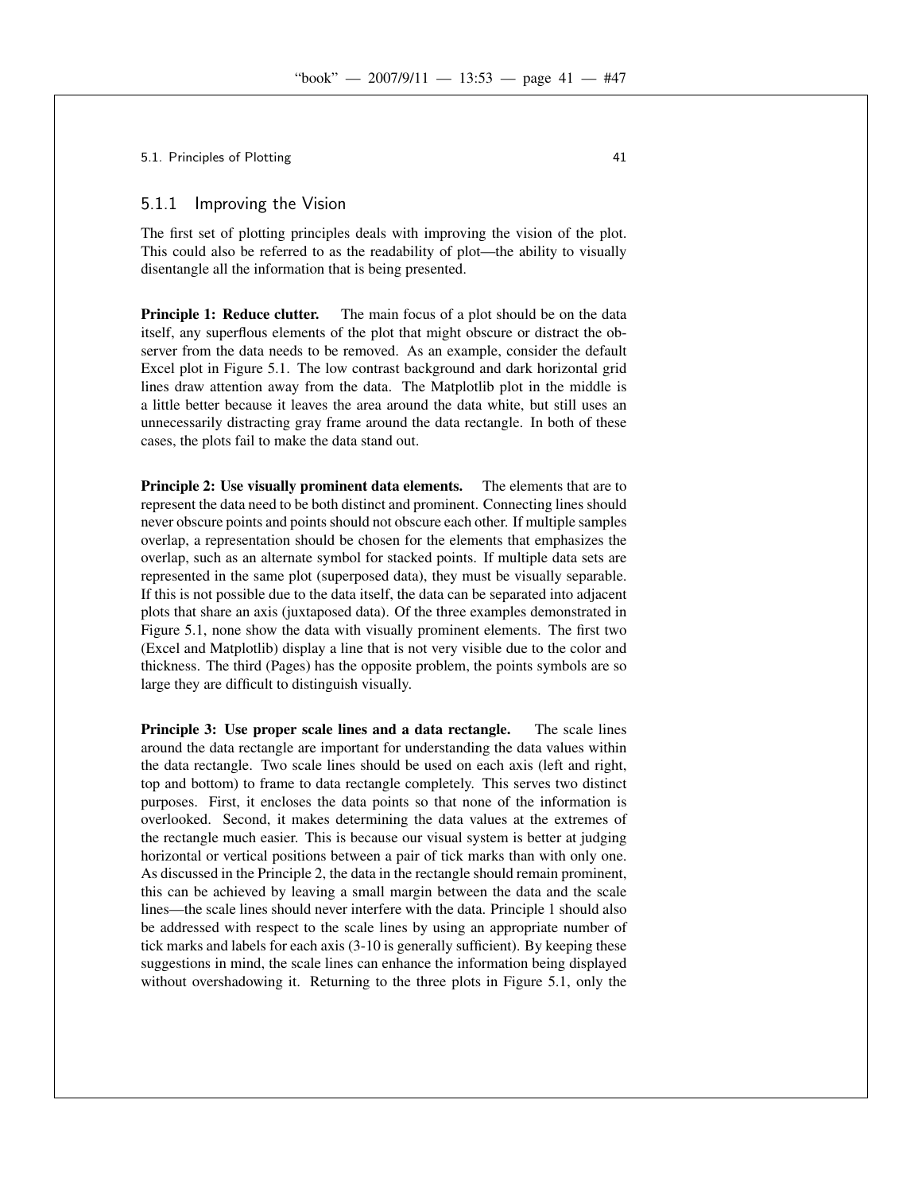### 5.1.1 Improving the Vision

The first set of plotting principles deals with improving the vision of the plot. This could also be referred to as the readability of plot—the ability to visually disentangle all the information that is being presented.

**Principle 1: Reduce clutter.** The main focus of a plot should be on the data itself, any superflous elements of the plot that might obscure or distract the observer from the data needs to be removed. As an example, consider the default Excel plot in Figure 5.1. The low contrast background and dark horizontal grid lines draw attention away from the data. The Matplotlib plot in the middle is a little better because it leaves the area around the data white, but still uses an unnecessarily distracting gray frame around the data rectangle. In both of these cases, the plots fail to make the data stand out.

**Principle 2: Use visually prominent data elements.** The elements that are to represent the data need to be both distinct and prominent. Connecting lines should never obscure points and points should not obscure each other. If multiple samples overlap, a representation should be chosen for the elements that emphasizes the overlap, such as an alternate symbol for stacked points. If multiple data sets are represented in the same plot (superposed data), they must be visually separable. If this is not possible due to the data itself, the data can be separated into adjacent plots that share an axis (juxtaposed data). Of the three examples demonstrated in Figure 5.1, none show the data with visually prominent elements. The first two (Excel and Matplotlib) display a line that is not very visible due to the color and thickness. The third (Pages) has the opposite problem, the points symbols are so large they are difficult to distinguish visually.

**Principle 3: Use proper scale lines and a data rectangle.** The scale lines around the data rectangle are important for understanding the data values within the data rectangle. Two scale lines should be used on each axis (left and right, top and bottom) to frame to data rectangle completely. This serves two distinct purposes. First, it encloses the data points so that none of the information is overlooked. Second, it makes determining the data values at the extremes of the rectangle much easier. This is because our visual system is better at judging horizontal or vertical positions between a pair of tick marks than with only one. As discussed in the Principle 2, the data in the rectangle should remain prominent, this can be achieved by leaving a small margin between the data and the scale lines—the scale lines should never interfere with the data. Principle 1 should also be addressed with respect to the scale lines by using an appropriate number of tick marks and labels for each axis (3-10 is generally sufficient). By keeping these suggestions in mind, the scale lines can enhance the information being displayed without overshadowing it. Returning to the three plots in Figure 5.1, only the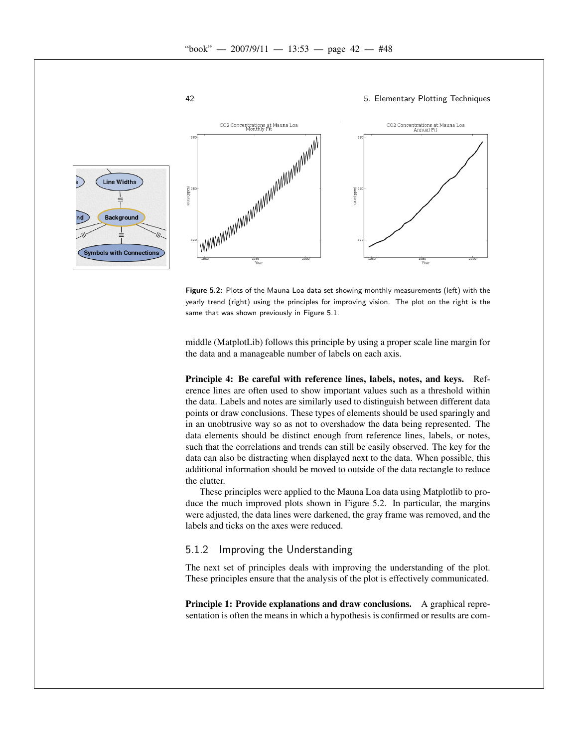Figure 5.2: Plots of the Mauna Loa data set showing monthly measurements (left) with the yearly trend (right) using the principles for improving vision. The plot on the right is the same that was shown previously in Figure 5.1.

middle (MatplotLib) follows this principle by using a proper scale line margin for the data and a manageable number of labels on each axis.

**Principle 4: Be careful with reference lines, labels, notes, and keys.** Reference lines are often used to show important values such as a threshold within the data. Labels and notes are similarly used to distinguish between different data points or draw conclusions. These types of elements should be used sparingly and in an unobtrusive way so as not to overshadow the data being represented. The data elements should be distinct enough from reference lines, labels, or notes, such that the correlations and trends can still be easily observed. The key for the data can also be distracting when displayed next to the data. When possible, this additional information should be moved to outside of the data rectangle to reduce the clutter.

These principles were applied to the Mauna Loa data using Matplotlib to produce the much improved plots shown in Figure 5.2. In particular, the margins were adjusted, the data lines were darkened, the gray frame was removed, and the labels and ticks on the axes were reduced.

### 5.1.2 Improving the Understanding

The next set of principles deals with improving the understanding of the plot. These principles ensure that the analysis of the plot is effectively communicated.

**Principle 1: Provide explanations and draw conclusions.** A graphical representation is often the means in which a hypothesis is confirmed or results are com-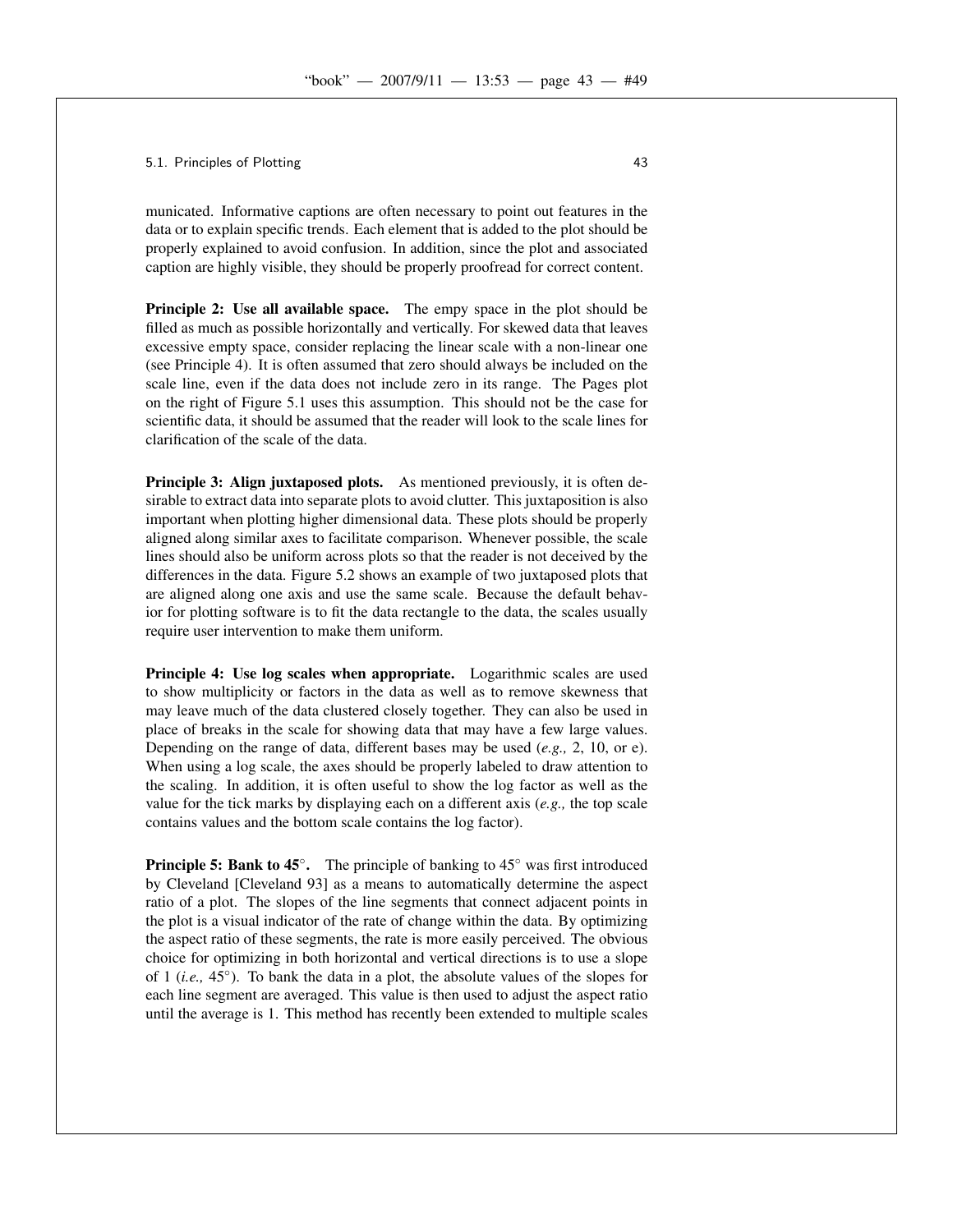municated. Informative captions are often necessary to point out features in the data or to explain specific trends. Each element that is added to the plot should be properly explained to avoid confusion. In addition, since the plot and associated caption are highly visible, they should be properly proofread for correct content.

**Principle 2: Use all available space.** The empy space in the plot should be filled as much as possible horizontally and vertically. For skewed data that leaves excessive empty space, consider replacing the linear scale with a non-linear one (see Principle 4). It is often assumed that zero should always be included on the scale line, even if the data does not include zero in its range. The Pages plot on the right of Figure 5.1 uses this assumption. This should not be the case for scientific data, it should be assumed that the reader will look to the scale lines for clarification of the scale of the data.

**Principle 3: Align juxtaposed plots.** As mentioned previously, it is often desirable to extract data into separate plots to avoid clutter. This juxtaposition is also important when plotting higher dimensional data. These plots should be properly aligned along similar axes to facilitate comparison. Whenever possible, the scale lines should also be uniform across plots so that the reader is not deceived by the differences in the data. Figure 5.2 shows an example of two juxtaposed plots that are aligned along one axis and use the same scale. Because the default behavior for plotting software is to fit the data rectangle to the data, the scales usually require user intervention to make them uniform.

**Principle 4: Use log scales when appropriate.** Logarithmic scales are used to show multiplicity or factors in the data as well as to remove skewness that may leave much of the data clustered closely together. They can also be used in place of breaks in the scale for showing data that may have a few large values. Depending on the range of data, different bases may be used (*e.g.,* 2, 10, or e). When using a log scale, the axes should be properly labeled to draw attention to the scaling. In addition, it is often useful to show the log factor as well as the value for the tick marks by displaying each on a different axis (*e.g.,* the top scale contains values and the bottom scale contains the log factor).

**Principle 5: Bank to 45°.** The principle of banking to 45° was first introduced by Cleveland [Cleveland 93] as a means to automatically determine the aspect ratio of a plot. The slopes of the line segments that connect adjacent points in the plot is a visual indicator of the rate of change within the data. By optimizing the aspect ratio of these segments, the rate is more easily perceived. The obvious choice for optimizing in both horizontal and vertical directions is to use a slope of 1 (*i.e.,* 45°). To bank the data in a plot, the absolute values of the slopes for each line segment are averaged. This value is then used to adjust the aspect ratio until the average is 1. This method has recently been extended to multiple scales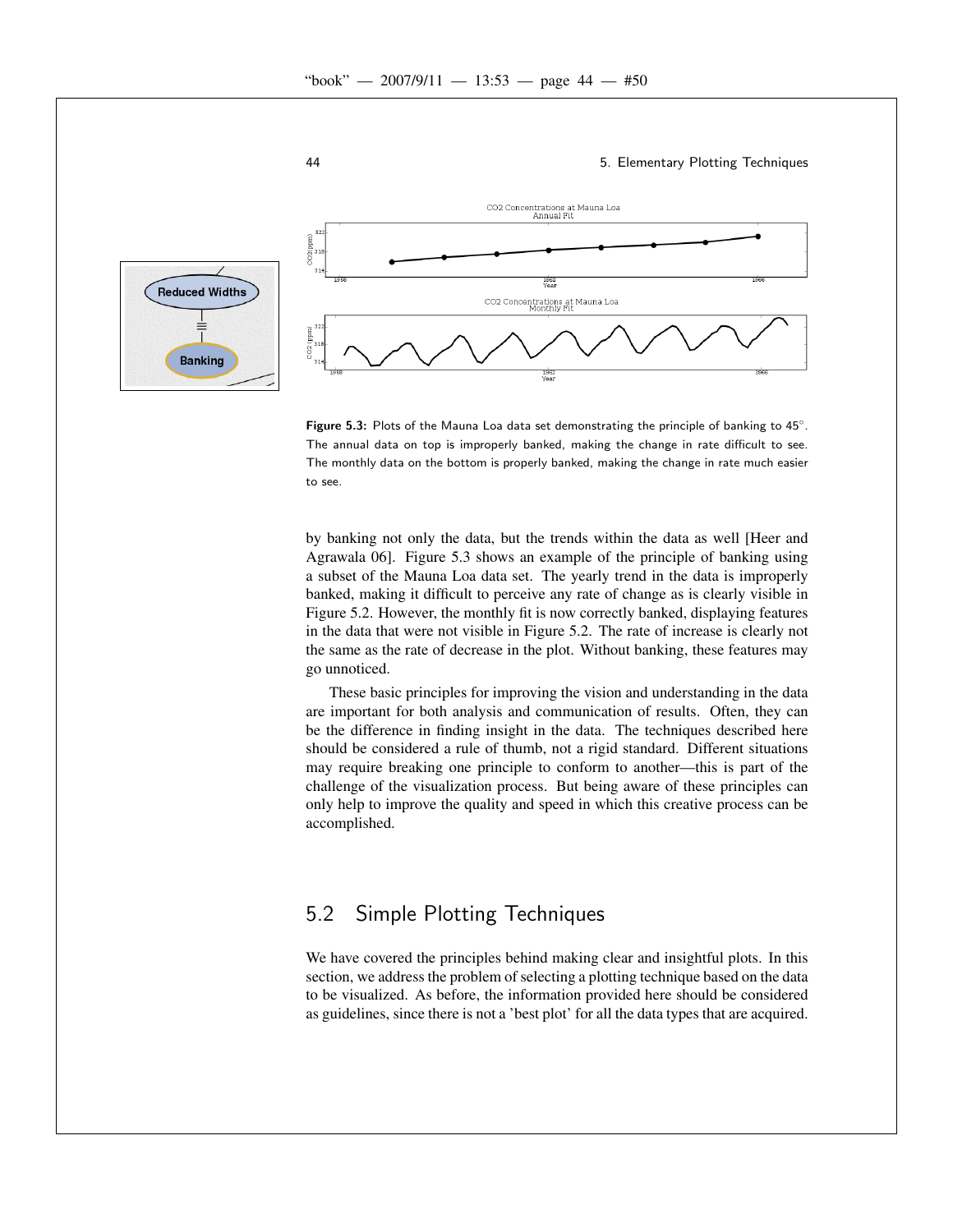**Figure 5.3:** Plots of the Mauna Loa data set demonstrating the principle of banking to 45°. The annual data on top is improperly banked, making the change in rate difficult to see. The monthly data on the bottom is properly banked, making the change in rate much easier to see.

by banking not only the data, but the trends within the data as well [Heer and Agrawala 06]. Figure 5.3 shows an example of the principle of banking using a subset of the Mauna Loa data set. The yearly trend in the data is improperly banked, making it difficult to perceive any rate of change as is clearly visible in Figure 5.2. However, the monthly fit is now correctly banked, displaying features in the data that were not visible in Figure 5.2. The rate of increase is clearly not the same as the rate of decrease in the plot. Without banking, these features may go unnoticed.

These basic principles for improving the vision and understanding in the data are important for both analysis and communication of results. Often, they can be the difference in finding insight in the data. The techniques described here should be considered a rule of thumb, not a rigid standard. Different situations may require breaking one principle to conform to another—this is part of the challenge of the visualization process. But being aware of these principles can only help to improve the quality and speed in which this creative process can be accomplished.

## 5.2 Simple Plotting Techniques

We have covered the principles behind making clear and insightful plots. In this section, we address the problem of selecting a plotting technique based on the data to be visualized. As before, the information provided here should be considered as guidelines, since there is not a 'best plot' for all the data types that are acquired.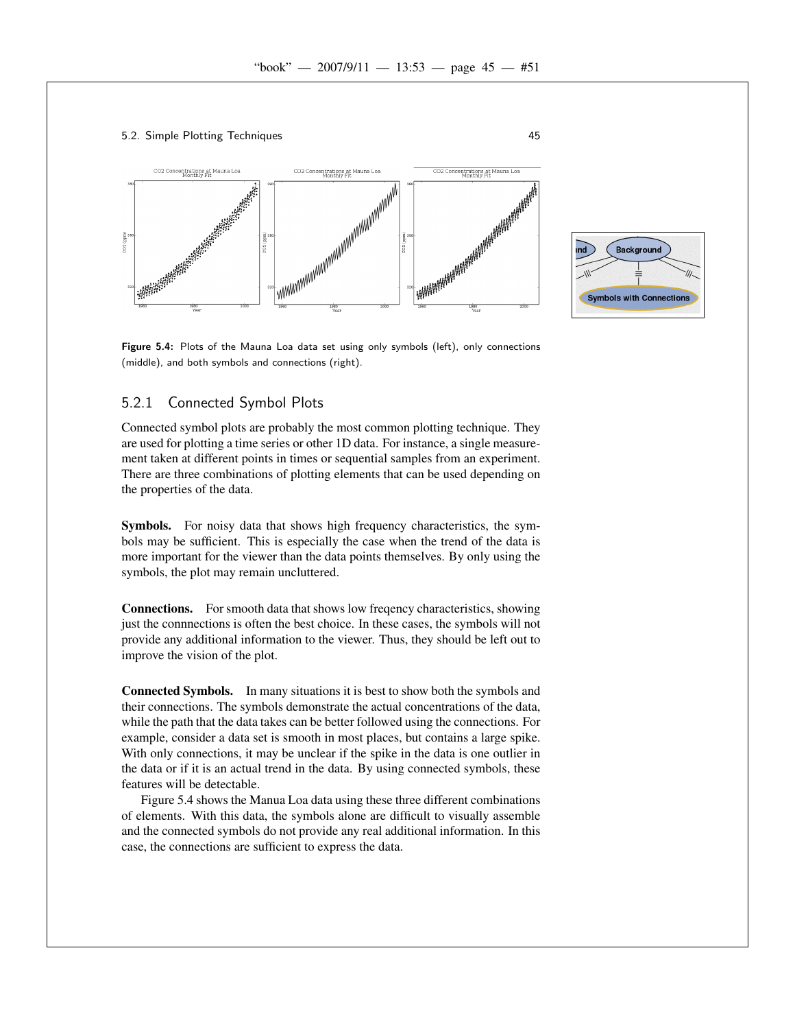Figure 5.4: Plots of the Mauna Loa data set using only symbols (left), only connections (middle), and both symbols and connections (right).

### 5.2.1 Connected Symbol Plots

Connected symbol plots are probably the most common plotting technique. They are used for plotting a time series or other 1D data. For instance, a single measurement taken at different points in times or sequential samples from an experiment. There are three combinations of plotting elements that can be used depending on the properties of the data.

**Symbols.** For noisy data that shows high frequency characteristics, the symbols may be sufficient. This is especially the case when the trend of the data is more important for the viewer than the data points themselves. By only using the symbols, the plot may remain uncluttered.

**Connections.** For smooth data that shows low freqency characteristics, showing just the connnections is often the best choice. In these cases, the symbols will not provide any additional information to the viewer. Thus, they should be left out to improve the vision of the plot.

**Connected Symbols.** In many situations it is best to show both the symbols and their connections. The symbols demonstrate the actual concentrations of the data, while the path that the data takes can be better followed using the connections. For example, consider a data set is smooth in most places, but contains a large spike. With only connections, it may be unclear if the spike in the data is one outlier in the data or if it is an actual trend in the data. By using connected symbols, these features will be detectable.

Figure 5.4 shows the Manua Loa data using these three different combinations of elements. With this data, the symbols alone are difficult to visually assemble and the connected symbols do not provide any real additional information. In this case, the connections are sufficient to express the data.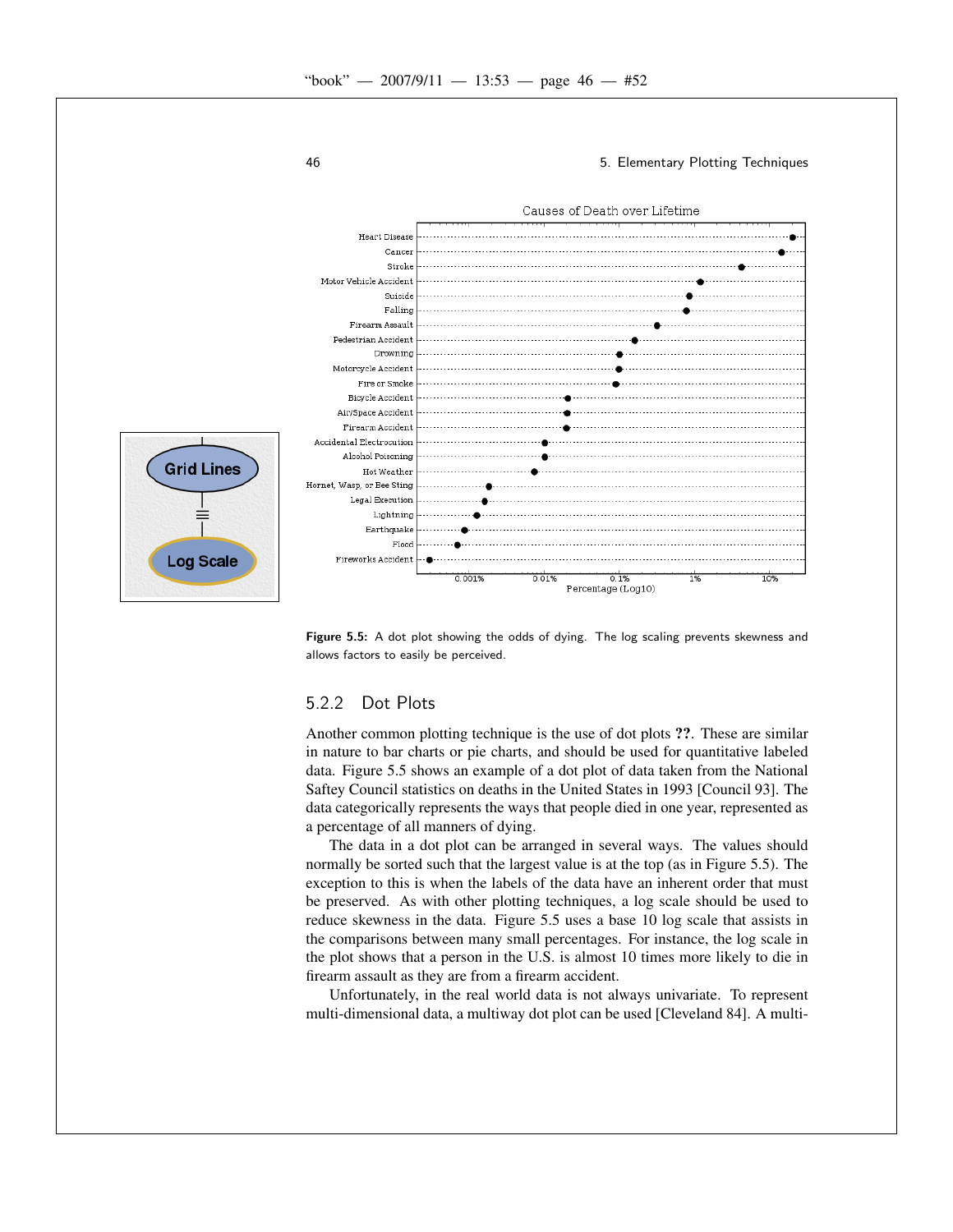**Figure 5.5:** A dot plot showing the odds of dying. The log scaling prevents skewness and allows factors to easily be perceived.

### 5.2.2 Dot Plots

Another common plotting technique is the use of dot plots **??**. These are similar in nature to bar charts or pie charts, and should be used for quantitative labeled data. Figure 5.5 shows an example of a dot plot of data taken from the National Saftey Council statistics on deaths in the United States in 1993 [Council 93]. The data categorically represents the ways that people died in one year, represented as a percentage of all manners of dying.

The data in a dot plot can be arranged in several ways. The values should normally be sorted such that the largest value is at the top (as in Figure 5.5). The exception to this is when the labels of the data have an inherent order that must be preserved. As with other plotting techniques, a log scale should be used to reduce skewness in the data. Figure 5.5 uses a base 10 log scale that assists in the comparisons between many small percentages. For instance, the log scale in the plot shows that a person in the U.S. is almost 10 times more likely to die in firearm assault as they are from a firearm accident.

Unfortunately, in the real world data is not always univariate. To represent multi-dimensional data, a multiway dot plot can be used [Cleveland 84]. A multi-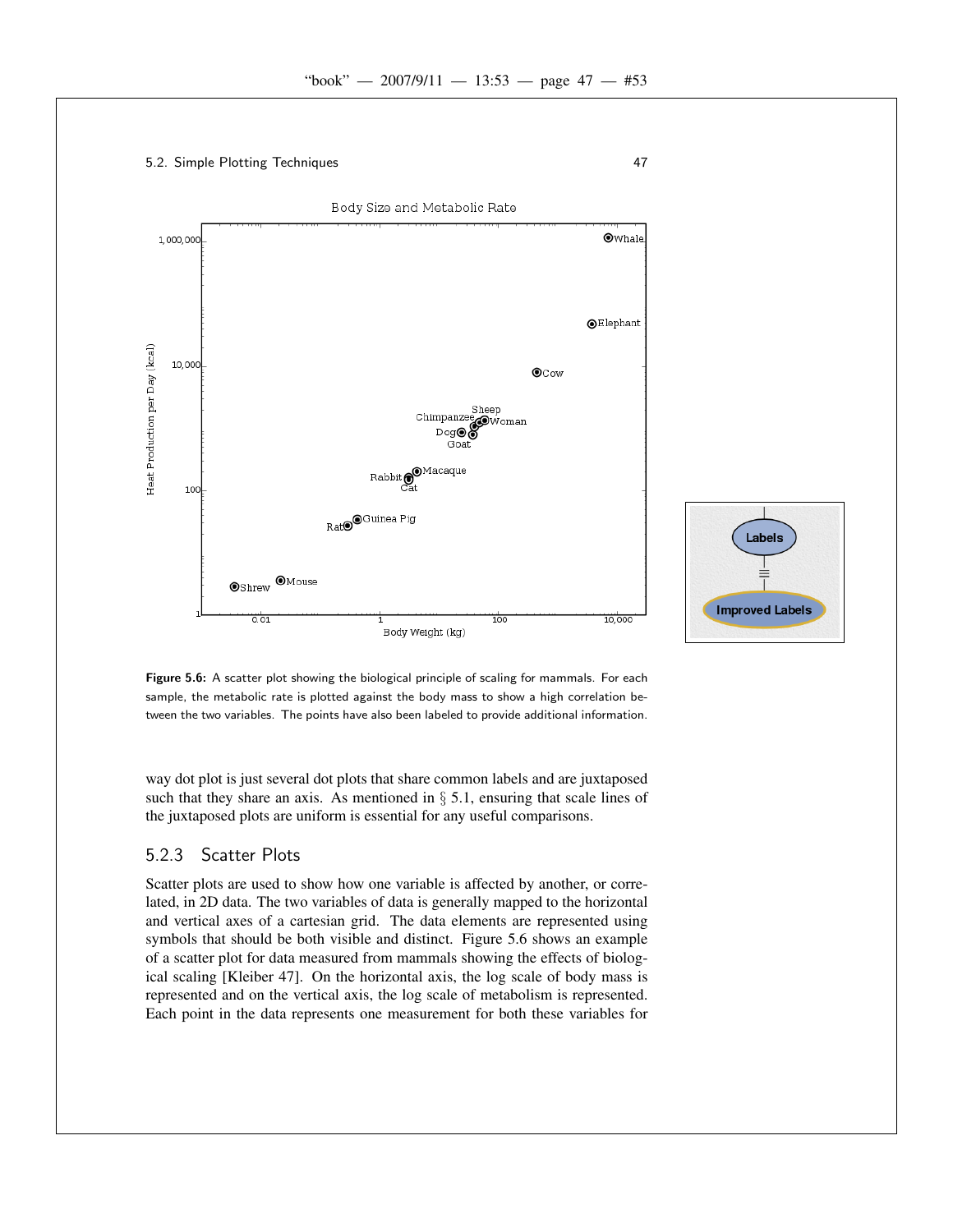**Figure 5.6:** A scatter plot showing the biological principle of scaling for mammals. For each sample, the metabolic rate is plotted against the body mass to show a high correlation between the two variables. The points have also been labeled to provide additional information.

way dot plot is just several dot plots that share common labels and are juxtaposed such that they share an axis. As mentioned in § 5.1, ensuring that scale lines of the juxtaposed plots are uniform is essential for any useful comparisons.

### 5.2.3 Scatter Plots

Scatter plots are used to show how one variable is affected by another, or correlated, in 2D data. The two variables of data is generally mapped to the horizontal and vertical axes of a cartesian grid. The data elements are represented using symbols that should be both visible and distinct. Figure 5.6 shows an example of a scatter plot for data measured from mammals showing the effects of biological scaling [Kleiber 47]. On the horizontal axis, the log scale of body mass is represented and on the vertical axis, the log scale of metabolism is represented. Each point in the data represents one measurement for both these variables for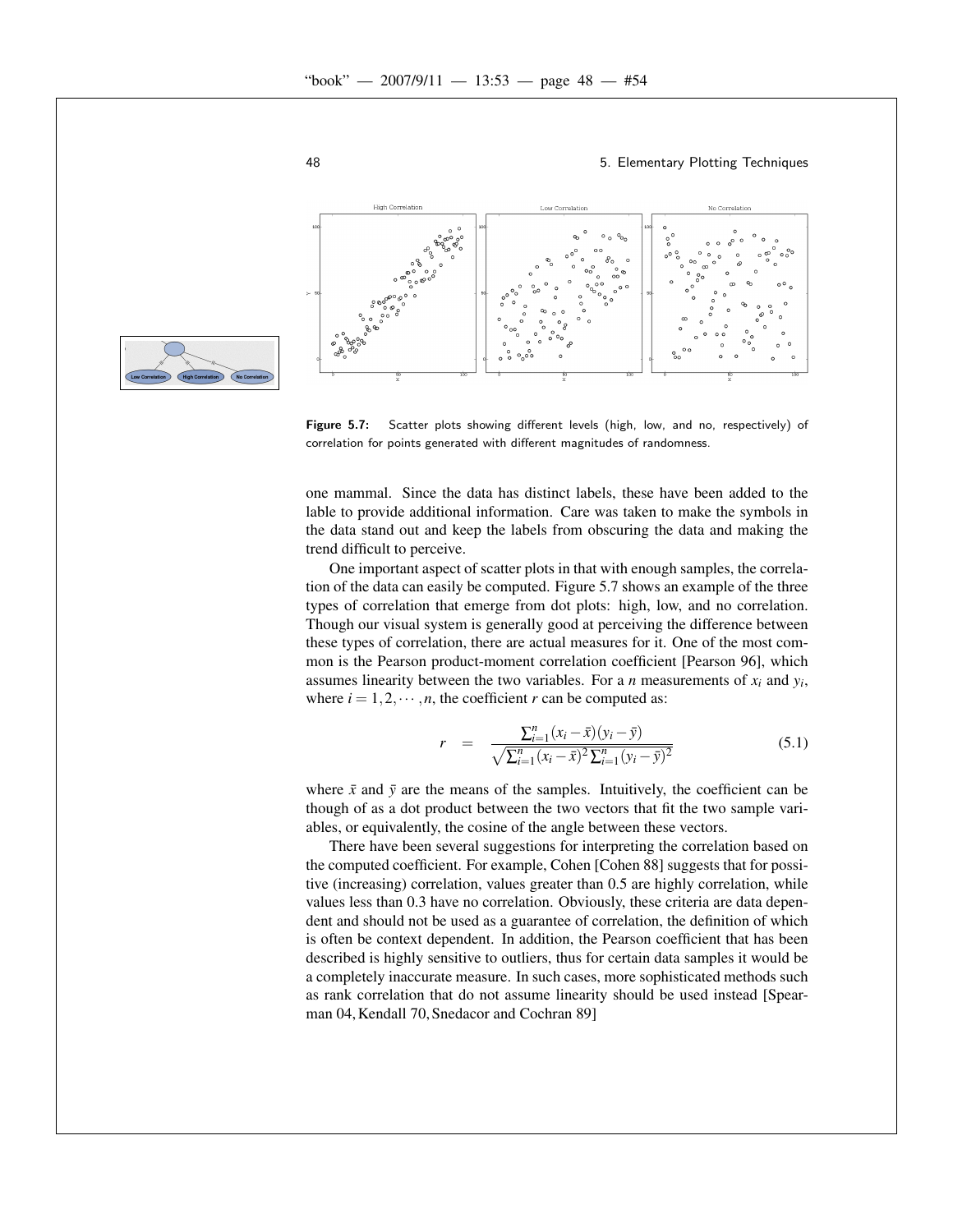**Figure 5.7:** Scatter plots showing different levels (high, low, and no, respectively) of correlation for points generated with different magnitudes of randomness.

one mammal. Since the data has distinct labels, these have been added to the lable to provide additional information. Care was taken to make the symbols in the data stand out and keep the labels from obscuring the data and making the trend difficult to perceive.

One important aspect of scatter plots in that with enough samples, the correlation of the data can easily be computed. Figure 5.7 shows an example of the three types of correlation that emerge from dot plots: high, low, and no correlation. Though our visual system is generally good at perceiving the difference between these types of correlation, there are actual measures for it. One of the most common is the Pearson product-moment correlation coefficient [Pearson 96], which assumes linearity between the two variables. For a $n$ measurements of $x_i$ and $y_i$, where $i = 1, 2, \cdots, n$, the coefficient $r$ can be computed as:

$$r = \frac{\sum_{i=1}^{n}(x_i - \bar{x})(y_i - \bar{y})}{\sqrt{\sum_{i=1}^{n}(x_i - \bar{x})^2 \sum_{i=1}^{n}(y_i - \bar{y})^2}} \tag{5.1}$$

where $\bar{x}$ and $\bar{y}$ are the means of the samples. Intuitively, the coefficient can be though of as a dot product between the two vectors that fit the two sample variables, or equivalently, the cosine of the angle between these vectors.

There have been several suggestions for interpreting the correlation based on the computed coefficient. For example, Cohen [Cohen 88] suggests that for possitive (increasing) correlation, values greater than 0.5 are highly correlation, while values less than 0.3 have no correlation. Obviously, these criteria are data dependent and should not be used as a guarantee of correlation, the definition of which is often be context dependent. In addition, the Pearson coefficient that has been described is highly sensitive to outliers, thus for certain data samples it would be a completely inaccurate measure. In such cases, more sophisticated methods such as rank correlation that do not assume linearity should be used instead [Spearman 04, Kendall 70, Snedacor and Cochran 89]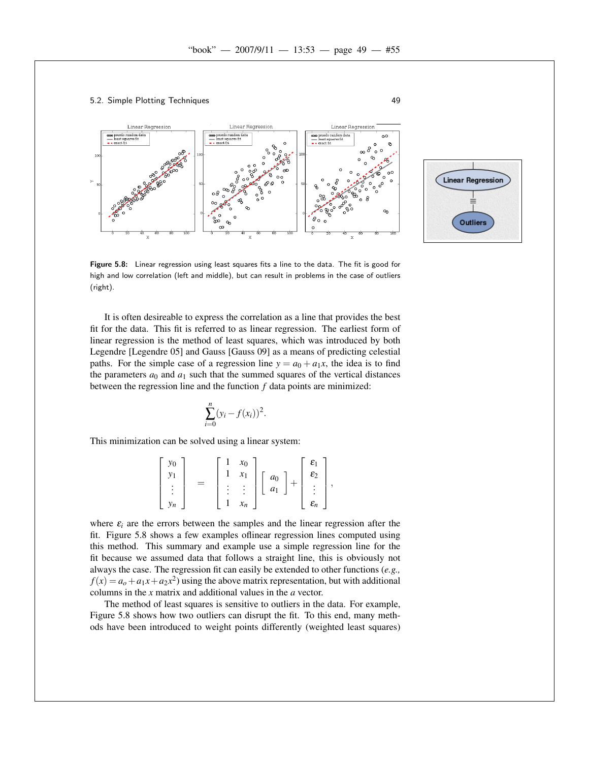Figure 5.8: Linear regression using least squares fits a line to the data. The fit is good for high and low correlation (left and middle), but can result in problems in the case of outliers (right).

It is often desireable to express the correlation as a line that provides the best fit for the data. This fit is referred to as linear regression. The earliest form of linear regression is the method of least squares, which was introduced by both Legendre [Legendre 05] and Gauss [Gauss 09] as a means of predicting celestial paths. For the simple case of a regression line $y = a_0 + a_1 x$, the idea is to find the parameters $a_0$ and $a_1$ such that the summed squares of the vertical distances between the regression line and the function $f$ data points are minimized:

$$\sum_{i=0}^{n} (y_i - f(x_i))^2.$$

This minimization can be solved using a linear system:

$$\begin{bmatrix} y_0 \\ y_1 \\ \vdots \\ y_n \end{bmatrix} = \begin{bmatrix} 1 & x_0 \\ 1 & x_1 \\ \vdots & \vdots \\ 1 & x_n \end{bmatrix} \begin{bmatrix} a_0 \\ a_1 \end{bmatrix} + \begin{bmatrix} \varepsilon_1 \\ \varepsilon_2 \\ \vdots \\ \varepsilon_n \end{bmatrix},$$

where $\varepsilon_i$ are the errors between the samples and the linear regression after the fit. Figure 5.8 shows a few examples oflinear regression lines computed using this method. This summary and example use a simple regression line for the fit because we assumed data that follows a straight line, this is obviously not always the case. The regression fit can easily be extended to other functions (*e.g.,* $f(x) = a_o + a_1 x + a_2 x^2$) using the above matrix representation, but with additional columns in the $x$ matrix and additional values in the $a$ vector.

The method of least squares is sensitive to outliers in the data. For example, Figure 5.8 shows how two outliers can disrupt the fit. To this end, many methods have been introduced to weight points differently (weighted least squares)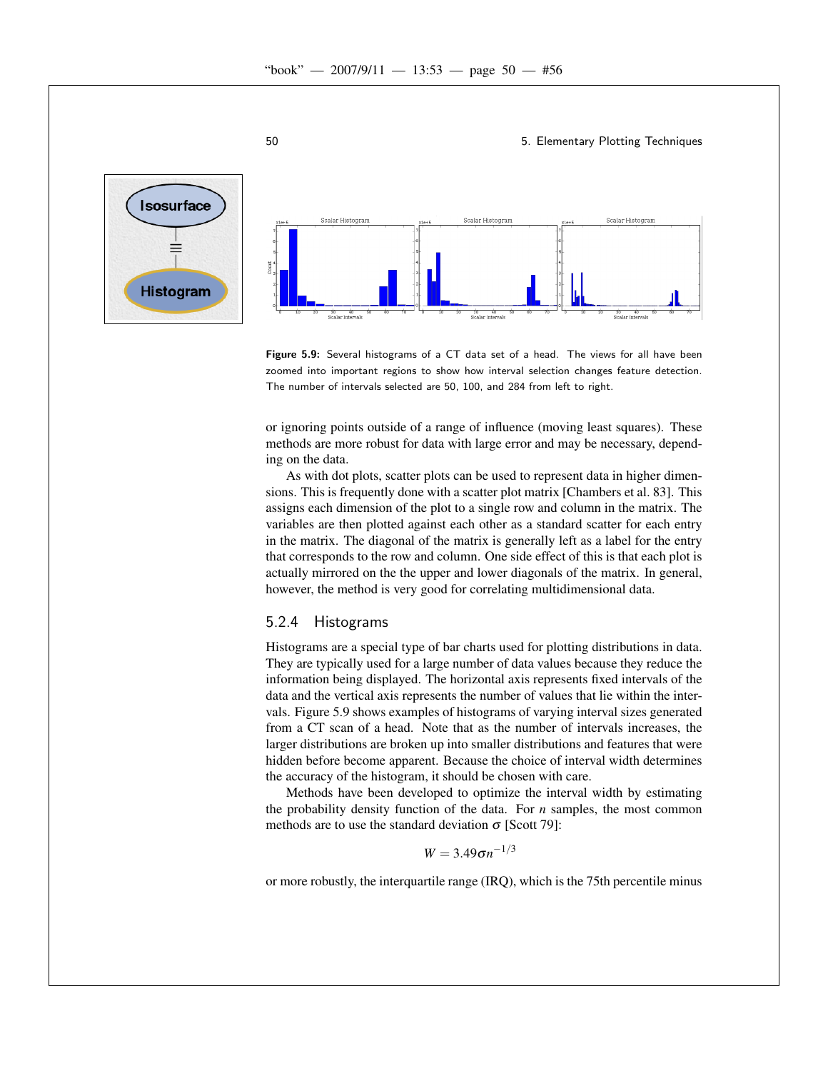Figure 5.9: Several histograms of a CT data set of a head. The views for all have been zoomed into important regions to show how interval selection changes feature detection. The number of intervals selected are 50, 100, and 284 from left to right.

or ignoring points outside of a range of influence (moving least squares). These methods are more robust for data with large error and may be necessary, depending on the data.

As with dot plots, scatter plots can be used to represent data in higher dimensions. This is frequently done with a scatter plot matrix [Chambers et al. 83]. This assigns each dimension of the plot to a single row and column in the matrix. The variables are then plotted against each other as a standard scatter for each entry in the matrix. The diagonal of the matrix is generally left as a label for the entry that corresponds to the row and column. One side effect of this is that each plot is actually mirrored on the the upper and lower diagonals of the matrix. In general, however, the method is very good for correlating multidimensional data.

### 5.2.4 Histograms

Histograms are a special type of bar charts used for plotting distributions in data. They are typically used for a large number of data values because they reduce the information being displayed. The horizontal axis represents fixed intervals of the data and the vertical axis represents the number of values that lie within the intervals. Figure 5.9 shows examples of histograms of varying interval sizes generated from a CT scan of a head. Note that as the number of intervals increases, the larger distributions are broken up into smaller distributions and features that were hidden before become apparent. Because the choice of interval width determines the accuracy of the histogram, it should be chosen with care.

Methods have been developed to optimize the interval width by estimating the probability density function of the data. For $n$ samples, the most common methods are to use the standard deviation $\sigma$ [Scott 79]:

$$W = 3.49\sigma n^{-1/3}$$

or more robustly, the interquartile range (IRQ), which is the 75th percentile minus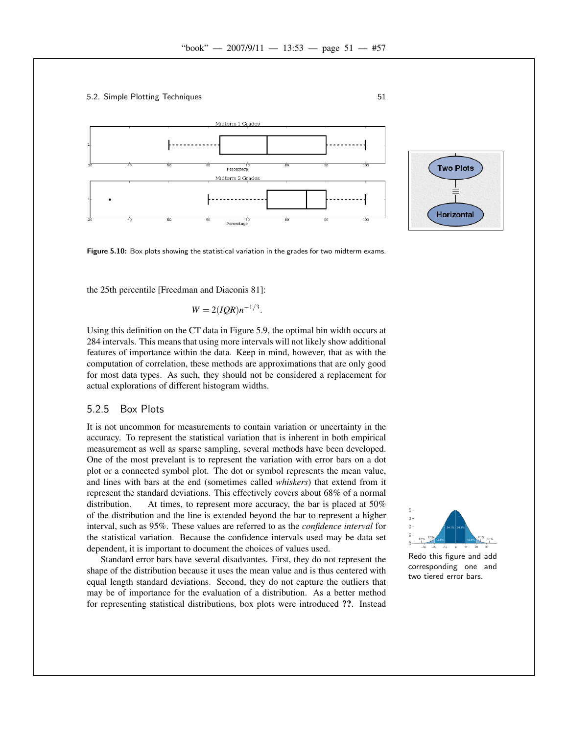**Figure 5.10:** Box plots showing the statistical variation in the grades for two midterm exams.

the 25th percentile [Freedman and Diaconis 81]:

$$W = 2(IQR)n^{-1/3}.$$

Using this definition on the CT data in Figure 5.9, the optimal bin width occurs at 284 intervals. This means that using more intervals will not likely show additional features of importance within the data. Keep in mind, however, that as with the computation of correlation, these methods are approximations that are only good for most data types. As such, they should not be considered a replacement for actual explorations of different histogram widths.

### 5.2.5 Box Plots

It is not uncommon for measurements to contain variation or uncertainty in the accuracy. To represent the statistical variation that is inherent in both empirical measurement as well as sparse sampling, several methods have been developed. One of the most prevelant is to represent the variation with error bars on a dot plot or a connected symbol plot. The dot or symbol represents the mean value, and lines with bars at the end (sometimes called *whiskers*) that extend from it represent the standard deviations. This effectively covers about 68% of a normal distribution. At times, to represent more accuracy, the bar is placed at 50% of the distribution and the line is extended beyond the bar to represent a higher interval, such as 95%. These values are referred to as the *confidence interval* for the statistical variation. Because the confidence intervals used may be data set dependent, it is important to document the choices of values used.

Redo this figure and add corresponding one and two tiered error bars.

Standard error bars have several disadvantes. First, they do not represent the shape of the distribution because it uses the mean value and is thus centered with equal length standard deviations. Second, they do not capture the outliers that may be of importance for the evaluation of a distribution. As a better method for representing statistical distributions, box plots were introduced **??**. Instead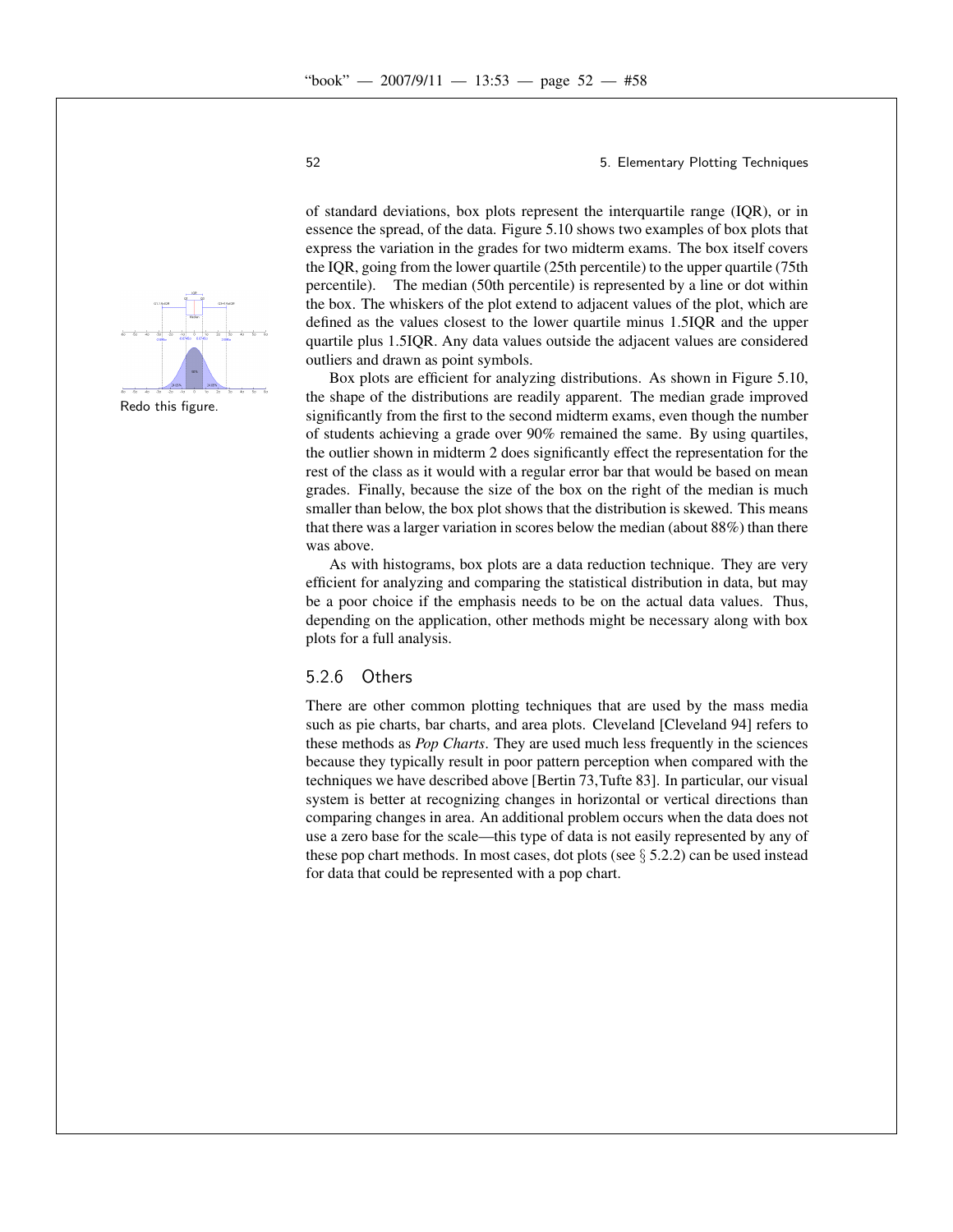of standard deviations, box plots represent the interquartile range (IQR), or in essence the spread, of the data. Figure 5.10 shows two examples of box plots that express the variation in the grades for two midterm exams. The box itself covers the IQR, going from the lower quartile (25th percentile) to the upper quartile (75th percentile). The median (50th percentile) is represented by a line or dot within the box. The whiskers of the plot extend to adjacent values of the plot, which are defined as the values closest to the lower quartile minus 1.5IQR and the upper quartile plus 1.5IQR. Any data values outside the adjacent values are considered outliers and drawn as point symbols.

Redo this figure.

Box plots are efficient for analyzing distributions. As shown in Figure 5.10, the shape of the distributions are readily apparent. The median grade improved significantly from the first to the second midterm exams, even though the number of students achieving a grade over 90% remained the same. By using quartiles, the outlier shown in midterm 2 does significantly effect the representation for the rest of the class as it would with a regular error bar that would be based on mean grades. Finally, because the size of the box on the right of the median is much smaller than below, the box plot shows that the distribution is skewed. This means that there was a larger variation in scores below the median (about 88%) than there was above.

As with histograms, box plots are a data reduction technique. They are very efficient for analyzing and comparing the statistical distribution in data, but may be a poor choice if the emphasis needs to be on the actual data values. Thus, depending on the application, other methods might be necessary along with box plots for a full analysis.

### 5.2.6 Others

There are other common plotting techniques that are used by the mass media such as pie charts, bar charts, and area plots. Cleveland [Cleveland 94] refers to these methods as *Pop Charts*. They are used much less frequently in the sciences because they typically result in poor pattern perception when compared with the techniques we have described above [Bertin 73,Tufte 83]. In particular, our visual system is better at recognizing changes in horizontal or vertical directions than comparing changes in area. An additional problem occurs when the data does not use a zero base for the scale—this type of data is not easily represented by any of these pop chart methods. In most cases, dot plots (see § 5.2.2) can be used instead for data that could be represented with a pop chart.